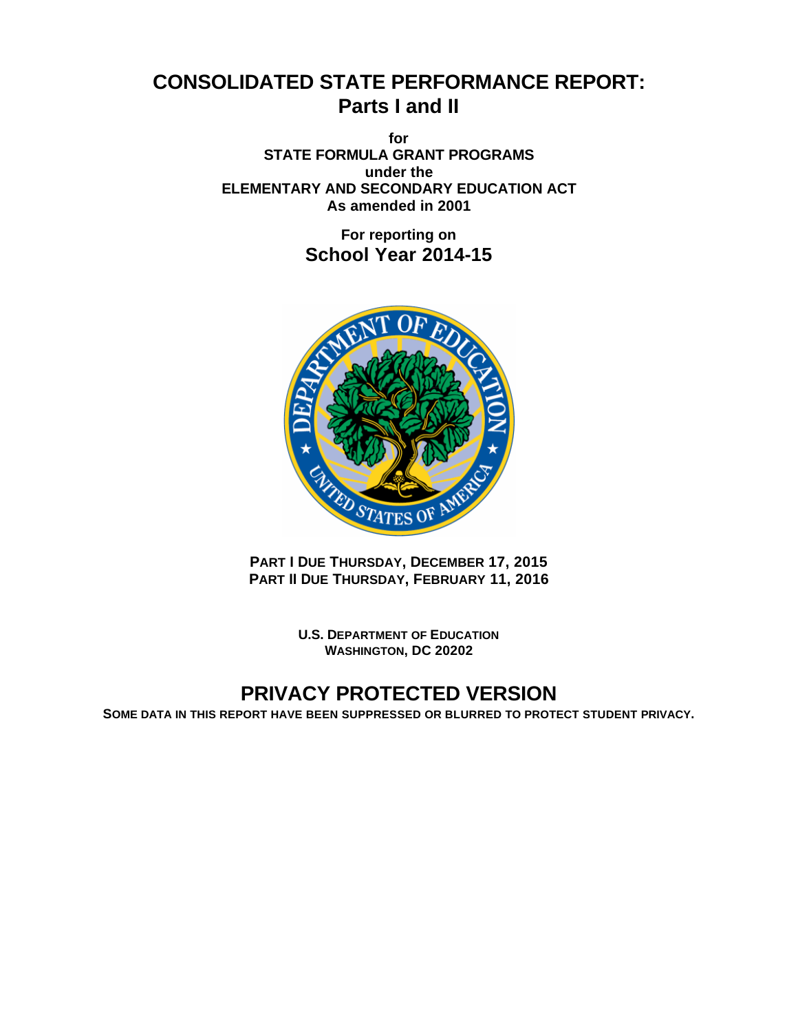# CONSOLIDATED STATE PERFORMANCE REPORT: Parts I and II

**for**
**STATE FORMULA GRANT PROGRAMS**
**under the**
**ELEMENTARY AND SECONDARY EDUCATION ACT**
**As amended in 2001**

**For reporting on**
## School Year 2014-15

**PART I DUE THURSDAY, DECEMBER 17, 2015**
**PART II DUE THURSDAY, FEBRUARY 11, 2016**

**U.S. DEPARTMENT OF EDUCATION**
**WASHINGTON, DC 20202**

## PRIVACY PROTECTED VERSION

**SOME DATA IN THIS REPORT HAVE BEEN SUPPRESSED OR BLURRED TO PROTECT STUDENT PRIVACY.**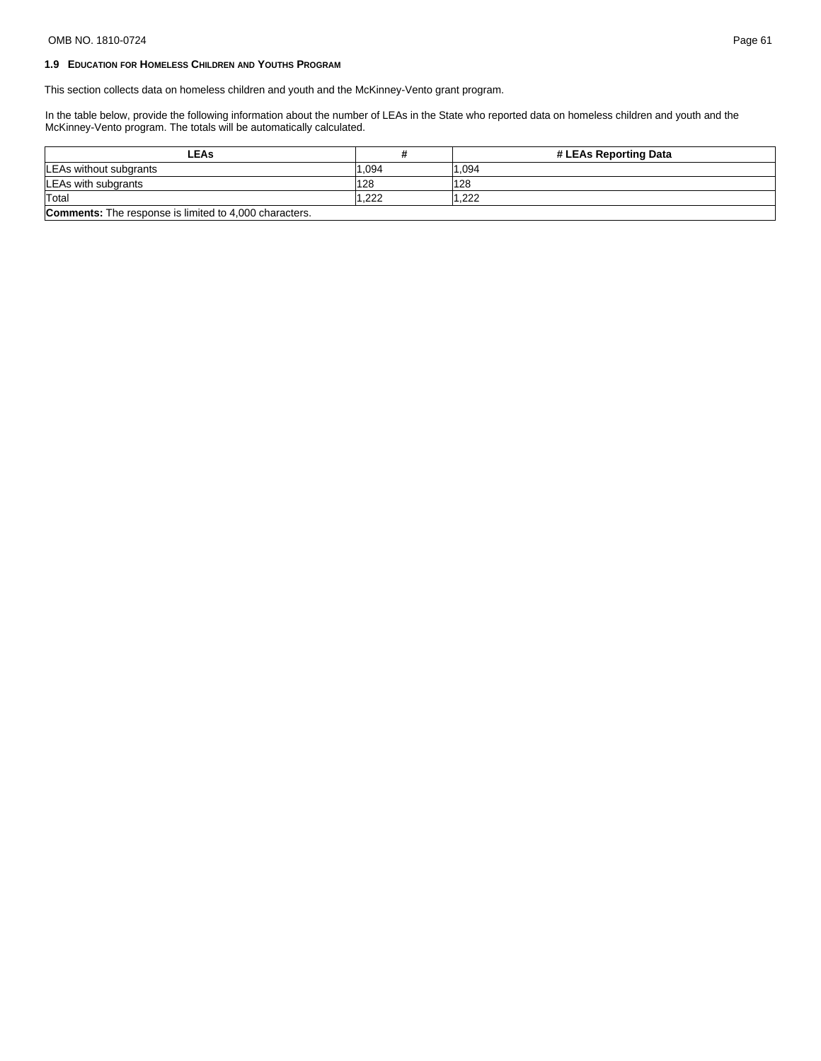### 1.9 Education for Homeless Children and Youths Program

This section collects data on homeless children and youth and the McKinney-Vento grant program.

In the table below, provide the following information about the number of LEAs in the State who reported data on homeless children and youth and the McKinney-Vento program. The totals will be automatically calculated.

| LEAs | # | # LEAs Reporting Data |
|---|---|---|
| LEAs without subgrants | 1,094 | 1,094 |
| LEAs with subgrants | 128 | 128 |
| Total | 1,222 | 1,222 |
| **Comments:** The response is limited to 4,000 characters. | | |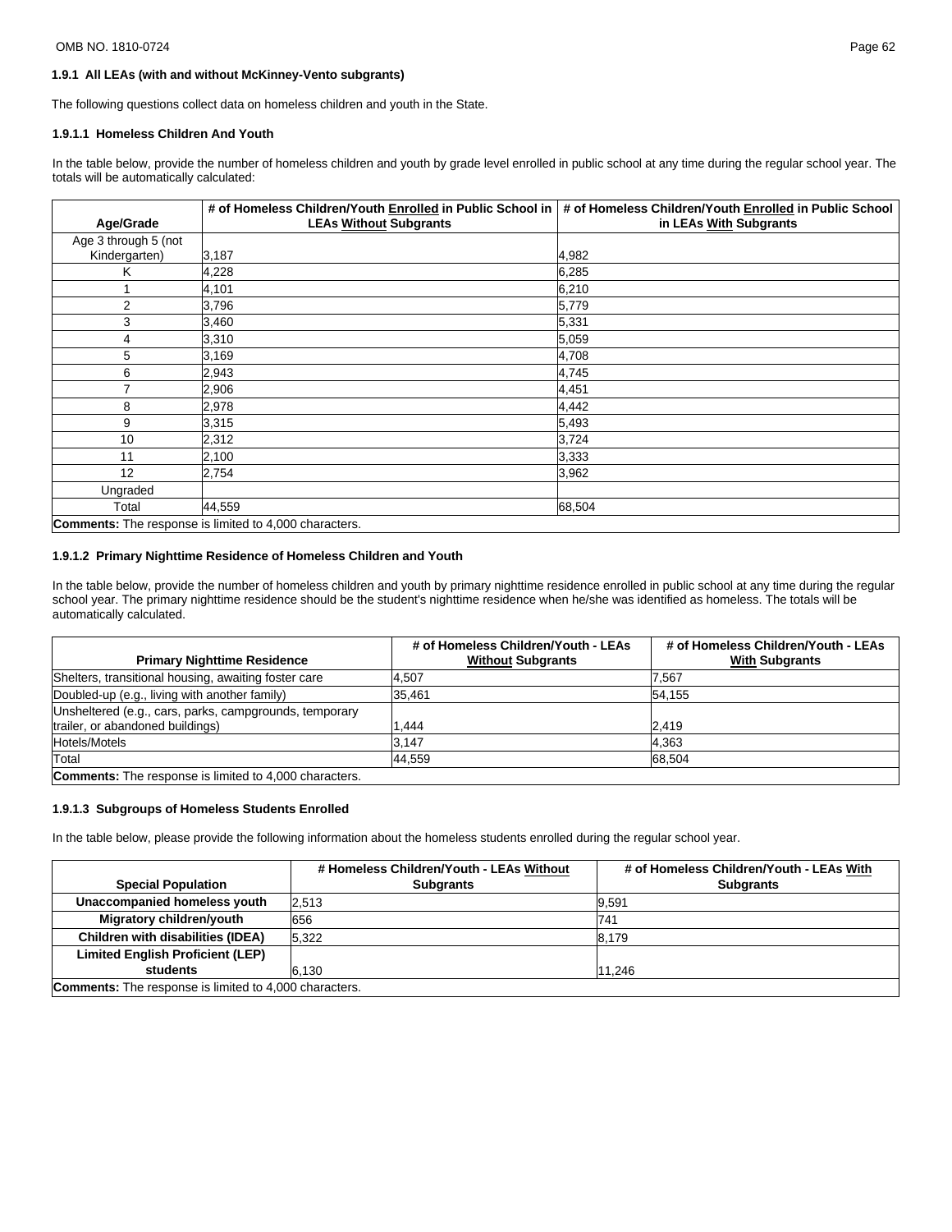### 1.9.1 All LEAs (with and without McKinney-Vento subgrants)

The following questions collect data on homeless children and youth in the State.

#### 1.9.1.1 Homeless Children And Youth

In the table below, provide the number of homeless children and youth by grade level enrolled in public school at any time during the regular school year. The totals will be automatically calculated:

| Age/Grade | # of Homeless Children/Youth Enrolled in Public School in LEAs Without Subgrants | # of Homeless Children/Youth Enrolled in Public School in LEAs With Subgrants |
|---|---|---|
| Age 3 through 5 (not Kindergarten) | 3,187 | 4,982 |
| K | 4,228 | 6,285 |
| 1 | 4,101 | 6,210 |
| 2 | 3,796 | 5,779 |
| 3 | 3,460 | 5,331 |
| 4 | 3,310 | 5,059 |
| 5 | 3,169 | 4,708 |
| 6 | 2,943 | 4,745 |
| 7 | 2,906 | 4,451 |
| 8 | 2,978 | 4,442 |
| 9 | 3,315 | 5,493 |
| 10 | 2,312 | 3,724 |
| 11 | 2,100 | 3,333 |
| 12 | 2,754 | 3,962 |
| Ungraded | | |
| Total | 44,559 | 68,504 |

**Comments:** The response is limited to 4,000 characters.

#### 1.9.1.2 Primary Nighttime Residence of Homeless Children and Youth

In the table below, provide the number of homeless children and youth by primary nighttime residence enrolled in public school at any time during the regular school year. The primary nighttime residence should be the student's nighttime residence when he/she was identified as homeless. The totals will be automatically calculated.

| Primary Nighttime Residence | # of Homeless Children/Youth - LEAs Without Subgrants | # of Homeless Children/Youth - LEAs With Subgrants |
|---|---|---|
| Shelters, transitional housing, awaiting foster care | 4,507 | 7,567 |
| Doubled-up (e.g., living with another family) | 35,461 | 54,155 |
| Unsheltered (e.g., cars, parks, campgrounds, temporary trailer, or abandoned buildings) | 1,444 | 2,419 |
| Hotels/Motels | 3,147 | 4,363 |
| Total | 44,559 | 68,504 |

**Comments:** The response is limited to 4,000 characters.

#### 1.9.1.3 Subgroups of Homeless Students Enrolled

In the table below, please provide the following information about the homeless students enrolled during the regular school year.

| Special Population | # Homeless Children/Youth - LEAs Without Subgrants | # of Homeless Children/Youth - LEAs With Subgrants |
|---|---|---|
| **Unaccompanied homeless youth** | 2,513 | 9,591 |
| **Migratory children/youth** | 656 | 741 |
| **Children with disabilities (IDEA)** | 5,322 | 8,179 |
| **Limited English Proficient (LEP) students** | 6,130 | 11,246 |

**Comments:** The response is limited to 4,000 characters.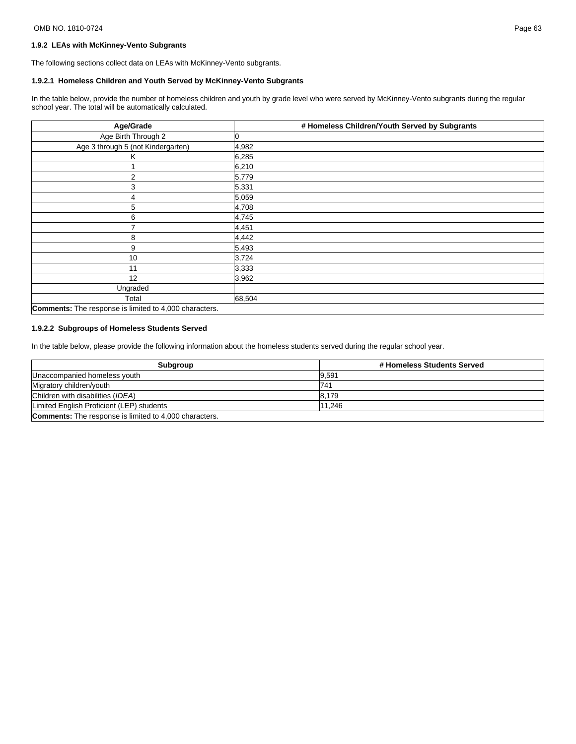### 1.9.2 LEAs with McKinney-Vento Subgrants

The following sections collect data on LEAs with McKinney-Vento subgrants.

#### 1.9.2.1 Homeless Children and Youth Served by McKinney-Vento Subgrants

In the table below, provide the number of homeless children and youth by grade level who were served by McKinney-Vento subgrants during the regular school year. The total will be automatically calculated.

| Age/Grade | # Homeless Children/Youth Served by Subgrants |
|---|---|
| Age Birth Through 2 | 0 |
| Age 3 through 5 (not Kindergarten) | 4,982 |
| K | 6,285 |
| 1 | 6,210 |
| 2 | 5,779 |
| 3 | 5,331 |
| 4 | 5,059 |
| 5 | 4,708 |
| 6 | 4,745 |
| 7 | 4,451 |
| 8 | 4,442 |
| 9 | 5,493 |
| 10 | 3,724 |
| 11 | 3,333 |
| 12 | 3,962 |
| Ungraded | |
| Total | 68,504 |
| **Comments:** The response is limited to 4,000 characters. | |

#### 1.9.2.2 Subgroups of Homeless Students Served

In the table below, please provide the following information about the homeless students served during the regular school year.

| Subgroup | # Homeless Students Served |
|---|---|
| Unaccompanied homeless youth | 9,591 |
| Migratory children/youth | 741 |
| Children with disabilities (*IDEA*) | 8,179 |
| Limited English Proficient (LEP) students | 11,246 |
| **Comments:** The response is limited to 4,000 characters. | |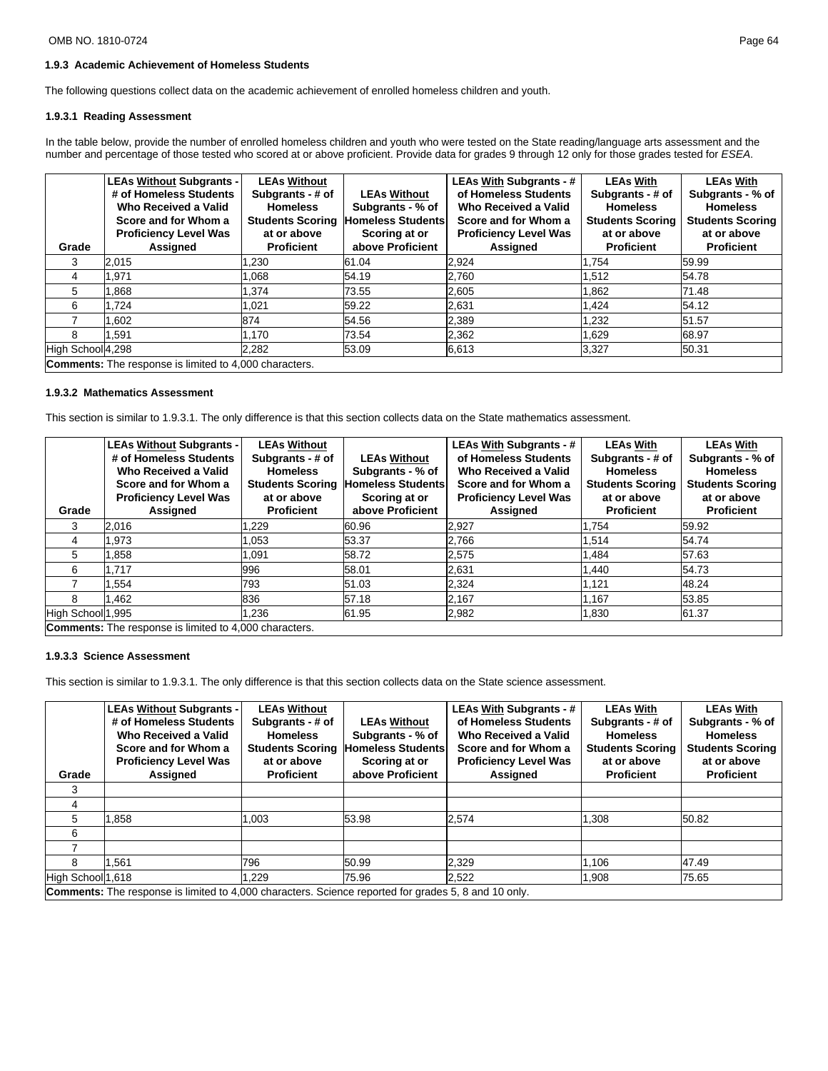### 1.9.3 Academic Achievement of Homeless Students

The following questions collect data on the academic achievement of enrolled homeless children and youth.

#### 1.9.3.1 Reading Assessment

In the table below, provide the number of enrolled homeless children and youth who were tested on the State reading/language arts assessment and the number and percentage of those tested who scored at or above proficient. Provide data for grades 9 through 12 only for those grades tested for *ESEA*.

| Grade | LEAs Without Subgrants - # of Homeless Students Who Received a Valid Score and for Whom a Proficiency Level Was Assigned | LEAs Without Subgrants - # of Homeless Students Scoring at or above Proficient | LEAs Without Subgrants - % of Homeless Students Scoring at or above Proficient | LEAs With Subgrants - # of Homeless Students Who Received a Valid Score and for Whom a Proficiency Level Was Assigned | LEAs With Subgrants - # of Homeless Students Scoring at or above Proficient | LEAs With Subgrants - % of Homeless Students Scoring at or above Proficient |
|---|---|---|---|---|---|---|
| 3 | 2,015 | 1,230 | 61.04 | 2,924 | 1,754 | 59.99 |
| 4 | 1,971 | 1,068 | 54.19 | 2,760 | 1,512 | 54.78 |
| 5 | 1,868 | 1,374 | 73.55 | 2,605 | 1,862 | 71.48 |
| 6 | 1,724 | 1,021 | 59.22 | 2,631 | 1,424 | 54.12 |
| 7 | 1,602 | 874 | 54.56 | 2,389 | 1,232 | 51.57 |
| 8 | 1,591 | 1,170 | 73.54 | 2,362 | 1,629 | 68.97 |
| High School | 4,298 | 2,282 | 53.09 | 6,613 | 3,327 | 50.31 |

**Comments:** The response is limited to 4,000 characters.

#### 1.9.3.2 Mathematics Assessment

This section is similar to 1.9.3.1. The only difference is that this section collects data on the State mathematics assessment.

| Grade | LEAs Without Subgrants - # of Homeless Students Who Received a Valid Score and for Whom a Proficiency Level Was Assigned | LEAs Without Subgrants - # of Homeless Students Scoring at or above Proficient | LEAs Without Subgrants - % of Homeless Students Scoring at or above Proficient | LEAs With Subgrants - # of Homeless Students Who Received a Valid Score and for Whom a Proficiency Level Was Assigned | LEAs With Subgrants - # of Homeless Students Scoring at or above Proficient | LEAs With Subgrants - % of Homeless Students Scoring at or above Proficient |
|---|---|---|---|---|---|---|
| 3 | 2,016 | 1,229 | 60.96 | 2,927 | 1,754 | 59.92 |
| 4 | 1,973 | 1,053 | 53.37 | 2,766 | 1,514 | 54.74 |
| 5 | 1,858 | 1,091 | 58.72 | 2,575 | 1,484 | 57.63 |
| 6 | 1,717 | 996 | 58.01 | 2,631 | 1,440 | 54.73 |
| 7 | 1,554 | 793 | 51.03 | 2,324 | 1,121 | 48.24 |
| 8 | 1,462 | 836 | 57.18 | 2,167 | 1,167 | 53.85 |
| High School | 1,995 | 1,236 | 61.95 | 2,982 | 1,830 | 61.37 |

**Comments:** The response is limited to 4,000 characters.

#### 1.9.3.3 Science Assessment

This section is similar to 1.9.3.1. The only difference is that this section collects data on the State science assessment.

| Grade | LEAs Without Subgrants - # of Homeless Students Who Received a Valid Score and for Whom a Proficiency Level Was Assigned | LEAs Without Subgrants - # of Homeless Students Scoring at or above Proficient | LEAs Without Subgrants - % of Homeless Students Scoring at or above Proficient | LEAs With Subgrants - # of Homeless Students Who Received a Valid Score and for Whom a Proficiency Level Was Assigned | LEAs With Subgrants - # of Homeless Students Scoring at or above Proficient | LEAs With Subgrants - % of Homeless Students Scoring at or above Proficient |
|---|---|---|---|---|---|---|
| 3 | | | | | | |
| 4 | | | | | | |
| 5 | 1,858 | 1,003 | 53.98 | 2,574 | 1,308 | 50.82 |
| 6 | | | | | | |
| 7 | | | | | | |
| 8 | 1,561 | 796 | 50.99 | 2,329 | 1,106 | 47.49 |
| High School | 1,618 | 1,229 | 75.96 | 2,522 | 1,908 | 75.65 |

**Comments:** The response is limited to 4,000 characters. Science reported for grades 5, 8 and 10 only.